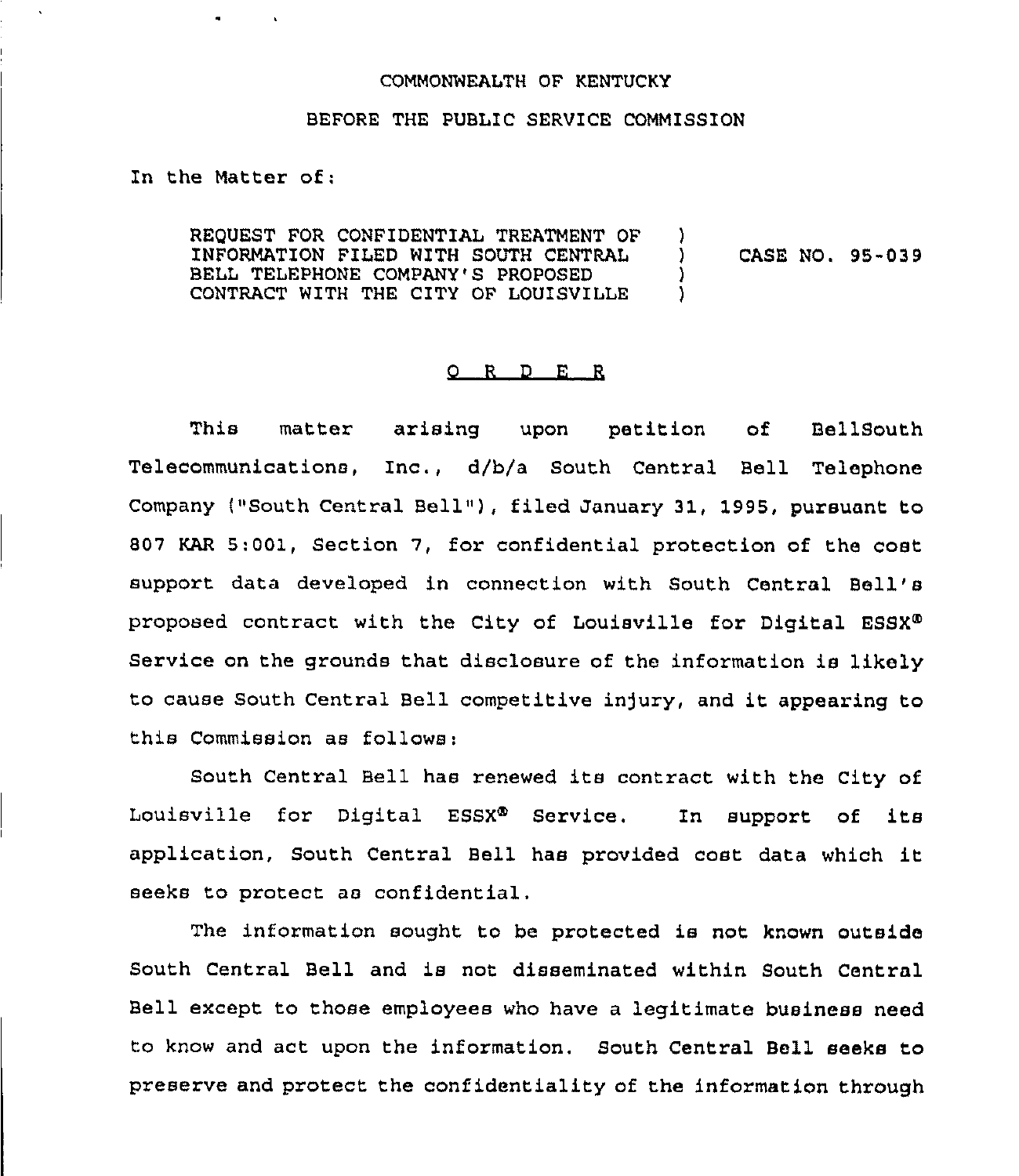COMMONWEALTH OF KENTUCKY

BEFORE THE PUBLIC SERVICE COMMISSION

In the Matter of:

REQUEST FOR CONFIDENTIAL TREATMENT OF INFORMATION FILED WITH SOUTH CENTRAL BELL TELEPHONE COMPANY'S PROPOSED CONTRACT WITH THE CITY OF LOUISVILLE ) CASE NO. 95-039

O R D E R

This matter arising upon petition of BellSouth Telecommunications, Inc., d/b/a South Central Bell Telephone Company ("South Central Bell"), filed January 31, 1995, pursuant to 807 KAR 5:001, Section 7, for confidential protection of the cost support data developed in connection with South Central Bell's proposed contract with the City of Louisville for Digital ESSX® Service on the grounds that disclosure of the information is likely to cause South Central Bell competitive injury, and it appearing to this Commission as follows:

South Central Bell has renewed its contract with the City of Louisville for Digital ESSX® Service. In support of its application, South Central Bell has provided cost data which it seeks to protect as confidential.

The information sought to be protected is not known outside South Central Bell and is not disseminated within South Central Bell except to those employees who have a legitimate business need to know and act upon the information. South Central Bell seeks to preserve and protect the confidentiality of the information through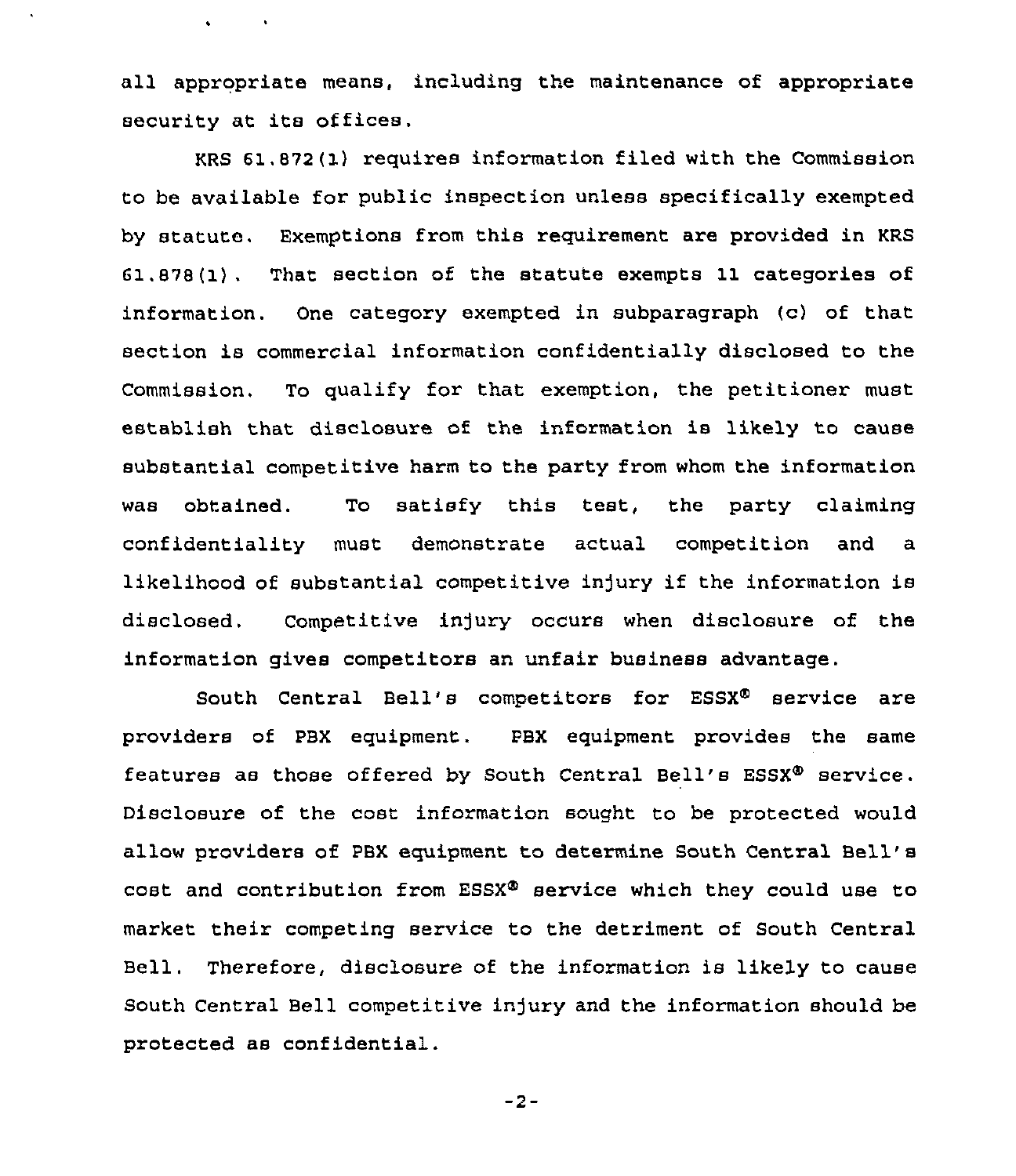all appropriate means, including the maintenance of appropriate security at its offices.

KRS 61.872(1) requires information filed with the Commission to be available for public inspection unless specifically exempted by statute. Exemptions from this requirement are provided in KRS 61.878(1). That section of the statute exempts 11 categories of information. One category exempted in subparagraph (c) of that section is commercial information confidentially disclosed to the Commission. To qualify for that exemption, the petitioner must establish that disclosure of the information is likely to cause substantial competitive harm to the party from whom the information was obtained. To satisfy this test, the party claiming confidentiality must demonstrate actual competition and a likelihood of substantial competitive injury if the information is disclosed. Competitive injury occurs when disclosure of the information gives competitors an unfair business advantage.

South Central Bell's competitors for ESSX® service are providers of PBX equipment. PBX equipment provides the same features as those offered by South Central Bell's ESSX® service. Disclosure of the cost information sought to be protected would allow providers of PBX equipment to determine South Central Bell's cost and contribution from ESSX® service which they could use to market their competing service to the detriment of South Central Bell. Therefore, disclosure of the information is likely to cause South Central Bell competitive injury and the information should be protected as confidential.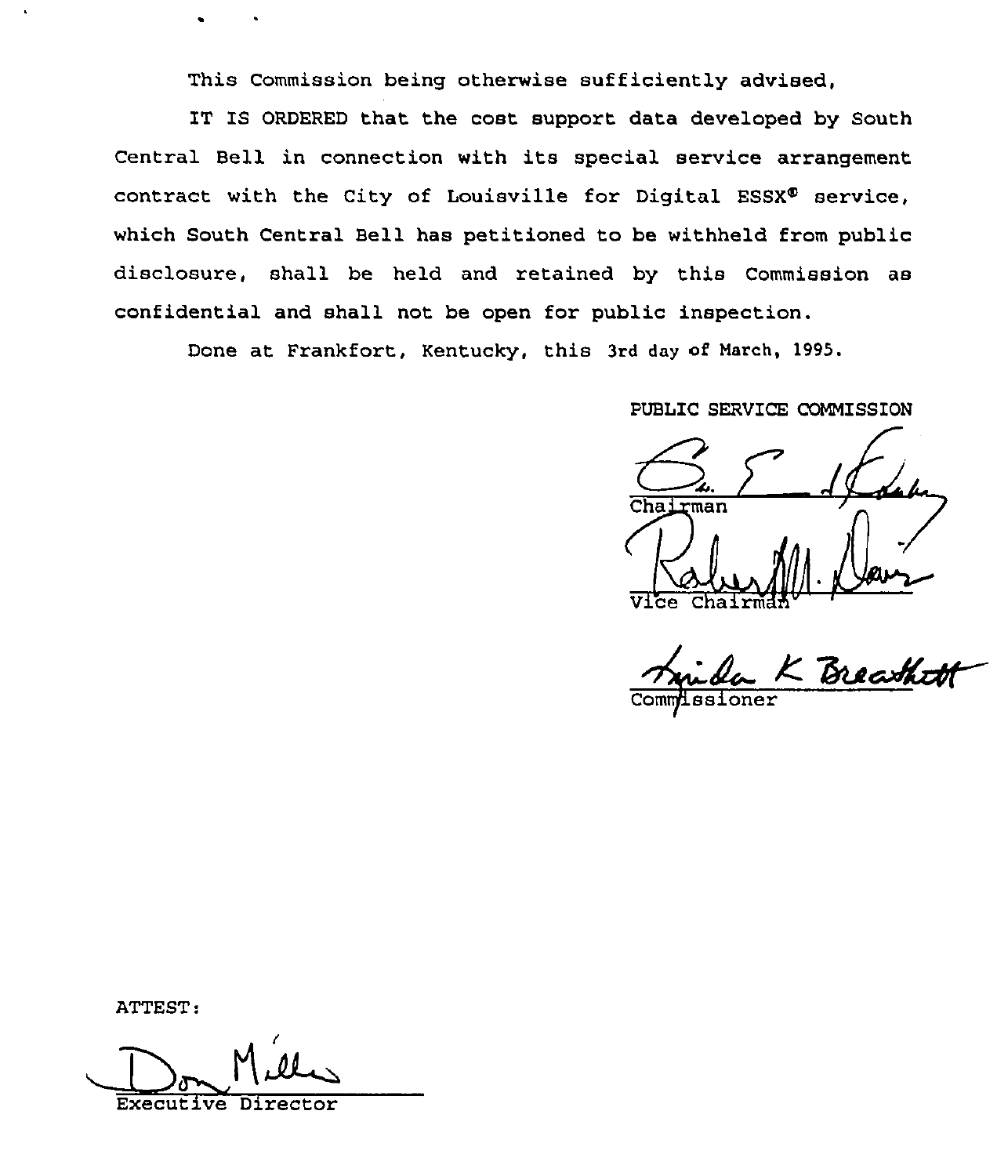This Commission being otherwise sufficiently advised,

IT IS ORDERED that the cost support data developed by South Central Bell in connection with its special service arrangement contract with the City of Louisville for Digital ESSX® service, which South Central Bell has petitioned to be withheld from public disclosure, shall be held and retained by this Commission as confidential and shall not be open for public inspection.

Done at Frankfort, Kentucky, this 3rd day of March, 1995.

PUBLIC SERVICE COMMISSION

Chairman

Vice Chairman

Commissioner

ATTEST:

Executive Director